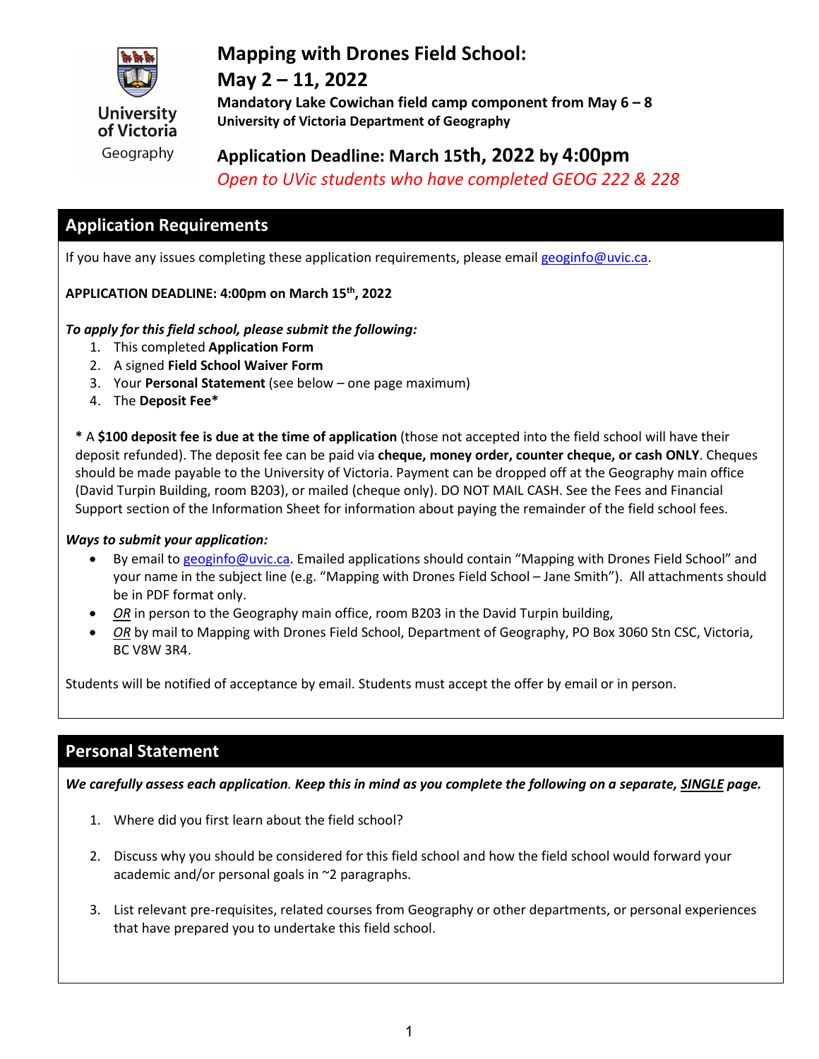University of Victoria Geography

# Mapping with Drones Field School: May 2 – 11, 2022

**Mandatory Lake Cowichan field camp component from May 6 – 8**
**University of Victoria Department of Geography**

## Application Deadline: March 15th, 2022 by 4:00pm

*Open to UVic students who have completed GEOG 222 & 228*

## Application Requirements

If you have any issues completing these application requirements, please email geoginfo@uvic.ca.

**APPLICATION DEADLINE: 4:00pm on March 15th, 2022**

***To apply for this field school, please submit the following:***

1. This completed **Application Form**
2. A signed **Field School Waiver Form**
3. Your **Personal Statement** (see below – one page maximum)
4. The **Deposit Fee***

**\*** A **$100 deposit fee is due at the time of application** (those not accepted into the field school will have their deposit refunded). The deposit fee can be paid via **cheque, money order, counter cheque, or cash ONLY**. Cheques should be made payable to the University of Victoria. Payment can be dropped off at the Geography main office (David Turpin Building, room B203), or mailed (cheque only). DO NOT MAIL CASH. See the Fees and Financial Support section of the Information Sheet for information about paying the remainder of the field school fees.

***Ways to submit your application:***

- By email to geoginfo@uvic.ca. Emailed applications should contain "Mapping with Drones Field School" and your name in the subject line (e.g. "Mapping with Drones Field School – Jane Smith"). All attachments should be in PDF format only.
- *OR* in person to the Geography main office, room B203 in the David Turpin building,
- *OR* by mail to Mapping with Drones Field School, Department of Geography, PO Box 3060 Stn CSC, Victoria, BC V8W 3R4.

Students will be notified of acceptance by email. Students must accept the offer by email or in person.

## Personal Statement

***We carefully assess each application. Keep this in mind as you complete the following on a separate, SINGLE page.***

1. Where did you first learn about the field school?
2. Discuss why you should be considered for this field school and how the field school would forward your academic and/or personal goals in ~2 paragraphs.
3. List relevant pre-requisites, related courses from Geography or other departments, or personal experiences that have prepared you to undertake this field school.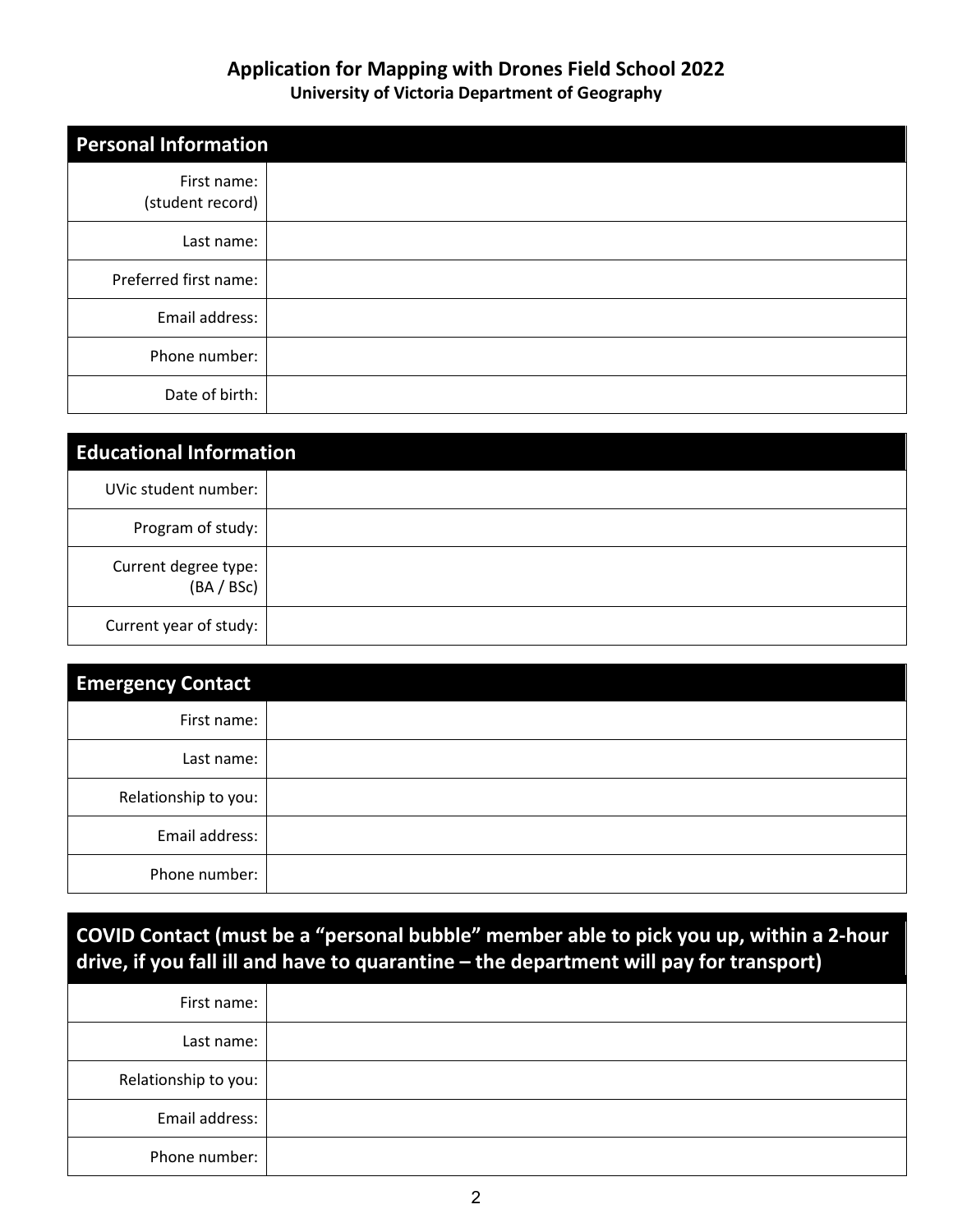## Application for Mapping with Drones Field School 2022

**University of Victoria Department of Geography**

| Personal Information | |
|---|---|
| First name: (student record) | |
| Last name: | |
| Preferred first name: | |
| Email address: | |
| Phone number: | |
| Date of birth: | |

| Educational Information | |
|---|---|
| UVic student number: | |
| Program of study: | |
| Current degree type: (BA / BSc) | |
| Current year of study: | |

| Emergency Contact | |
|---|---|
| First name: | |
| Last name: | |
| Relationship to you: | |
| Email address: | |
| Phone number: | |

| COVID Contact (must be a "personal bubble" member able to pick you up, within a 2-hour drive, if you fall ill and have to quarantine – the department will pay for transport) | |
|---|---|
| First name: | |
| Last name: | |
| Relationship to you: | |
| Email address: | |
| Phone number: | |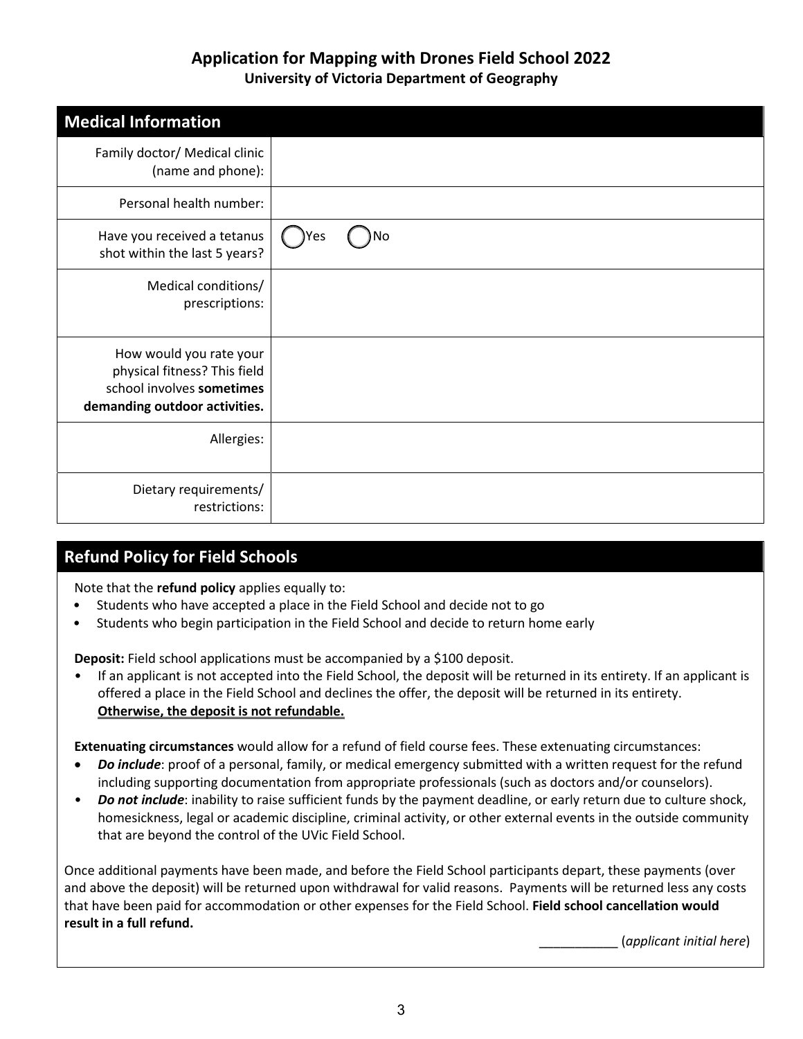# Application for Mapping with Drones Field School 2022

**University of Victoria Department of Geography**

## Medical Information

| | |
|---|---|
| Family doctor/ Medical clinic (name and phone): | |
| Personal health number: | |
| Have you received a tetanus shot within the last 5 years? | ◯ Yes ◯ No |
| Medical conditions/ prescriptions: | |
| How would you rate your physical fitness? This field school involves **sometimes demanding outdoor activities.** | |
| Allergies: | |
| Dietary requirements/ restrictions: | |

## Refund Policy for Field Schools

Note that the **refund policy** applies equally to:

- Students who have accepted a place in the Field School and decide not to go
- Students who begin participation in the Field School and decide to return home early

**Deposit:** Field school applications must be accompanied by a $100 deposit.

- If an applicant is not accepted into the Field School, the deposit will be returned in its entirety. If an applicant is offered a place in the Field School and declines the offer, the deposit will be returned in its entirety. **Otherwise, the deposit is not refundable.**

**Extenuating circumstances** would allow for a refund of field course fees. These extenuating circumstances:

- ***Do include***: proof of a personal, family, or medical emergency submitted with a written request for the refund including supporting documentation from appropriate professionals (such as doctors and/or counselors).
- ***Do not include***: inability to raise sufficient funds by the payment deadline, or early return due to culture shock, homesickness, legal or academic discipline, criminal activity, or other external events in the outside community that are beyond the control of the UVic Field School.

Once additional payments have been made, and before the Field School participants depart, these payments (over and above the deposit) will be returned upon withdrawal for valid reasons. Payments will be returned less any costs that have been paid for accommodation or other expenses for the Field School. **Field school cancellation would result in a full refund.**

___________ (*applicant initial here*)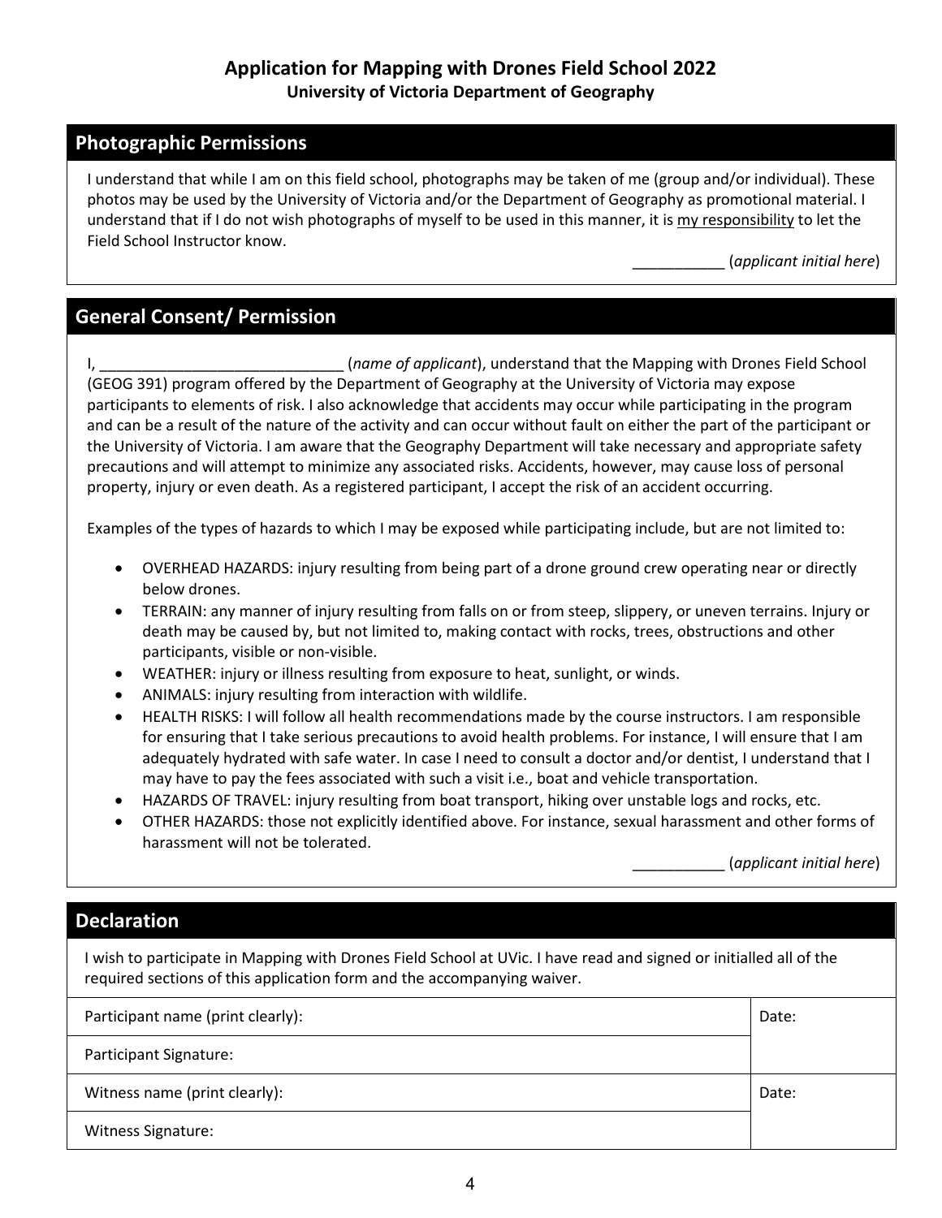# Application for Mapping with Drones Field School 2022

**University of Victoria Department of Geography**

## Photographic Permissions

I understand that while I am on this field school, photographs may be taken of me (group and/or individual). These photos may be used by the University of Victoria and/or the Department of Geography as promotional material. I understand that if I do not wish photographs of myself to be used in this manner, it is my responsibility to let the Field School Instructor know.

___________ (*applicant initial here*)

## General Consent/ Permission

I, _____________________________ (*name of applicant*), understand that the Mapping with Drones Field School (GEOG 391) program offered by the Department of Geography at the University of Victoria may expose participants to elements of risk. I also acknowledge that accidents may occur while participating in the program and can be a result of the nature of the activity and can occur without fault on either the part of the participant or the University of Victoria. I am aware that the Geography Department will take necessary and appropriate safety precautions and will attempt to minimize any associated risks. Accidents, however, may cause loss of personal property, injury or even death. As a registered participant, I accept the risk of an accident occurring.

Examples of the types of hazards to which I may be exposed while participating include, but are not limited to:

- OVERHEAD HAZARDS: injury resulting from being part of a drone ground crew operating near or directly below drones.
- TERRAIN: any manner of injury resulting from falls on or from steep, slippery, or uneven terrains. Injury or death may be caused by, but not limited to, making contact with rocks, trees, obstructions and other participants, visible or non-visible.
- WEATHER: injury or illness resulting from exposure to heat, sunlight, or winds.
- ANIMALS: injury resulting from interaction with wildlife.
- HEALTH RISKS: I will follow all health recommendations made by the course instructors. I am responsible for ensuring that I take serious precautions to avoid health problems. For instance, I will ensure that I am adequately hydrated with safe water. In case I need to consult a doctor and/or dentist, I understand that I may have to pay the fees associated with such a visit i.e., boat and vehicle transportation.
- HAZARDS OF TRAVEL: injury resulting from boat transport, hiking over unstable logs and rocks, etc.
- OTHER HAZARDS: those not explicitly identified above. For instance, sexual harassment and other forms of harassment will not be tolerated.

___________ (*applicant initial here*)

## Declaration

I wish to participate in Mapping with Drones Field School at UVic. I have read and signed or initialled all of the required sections of this application form and the accompanying waiver.

| | |
|---|---|
| Participant name (print clearly): | Date: |
| Participant Signature: | |
| Witness name (print clearly): | Date: |
| Witness Signature: | |